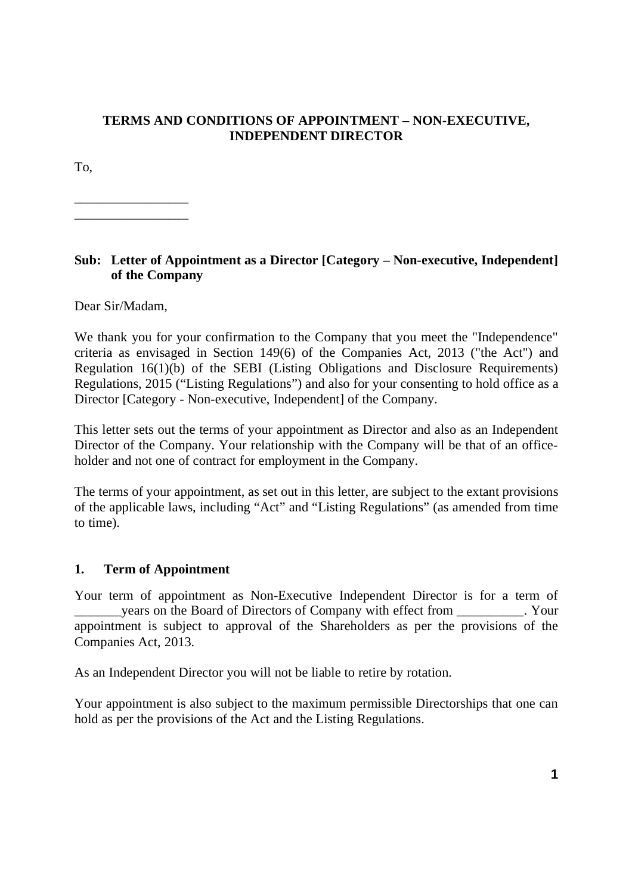**TERMS AND CONDITIONS OF APPOINTMENT – NON-EXECUTIVE, INDEPENDENT DIRECTOR**

To,

_________________
_________________

**Sub: Letter of Appointment as a Director [Category – Non-executive, Independent] of the Company**

Dear Sir/Madam,

We thank you for your confirmation to the Company that you meet the "Independence" criteria as envisaged in Section 149(6) of the Companies Act, 2013 ("the Act") and Regulation 16(1)(b) of the SEBI (Listing Obligations and Disclosure Requirements) Regulations, 2015 ("Listing Regulations") and also for your consenting to hold office as a Director [Category - Non-executive, Independent] of the Company.

This letter sets out the terms of your appointment as Director and also as an Independent Director of the Company. Your relationship with the Company will be that of an office-holder and not one of contract for employment in the Company.

The terms of your appointment, as set out in this letter, are subject to the extant provisions of the applicable laws, including "Act" and "Listing Regulations" (as amended from time to time).

## 1. Term of Appointment

Your term of appointment as Non-Executive Independent Director is for a term of _______years on the Board of Directors of Company with effect from __________. Your appointment is subject to approval of the Shareholders as per the provisions of the Companies Act, 2013.

As an Independent Director you will not be liable to retire by rotation.

Your appointment is also subject to the maximum permissible Directorships that one can hold as per the provisions of the Act and the Listing Regulations.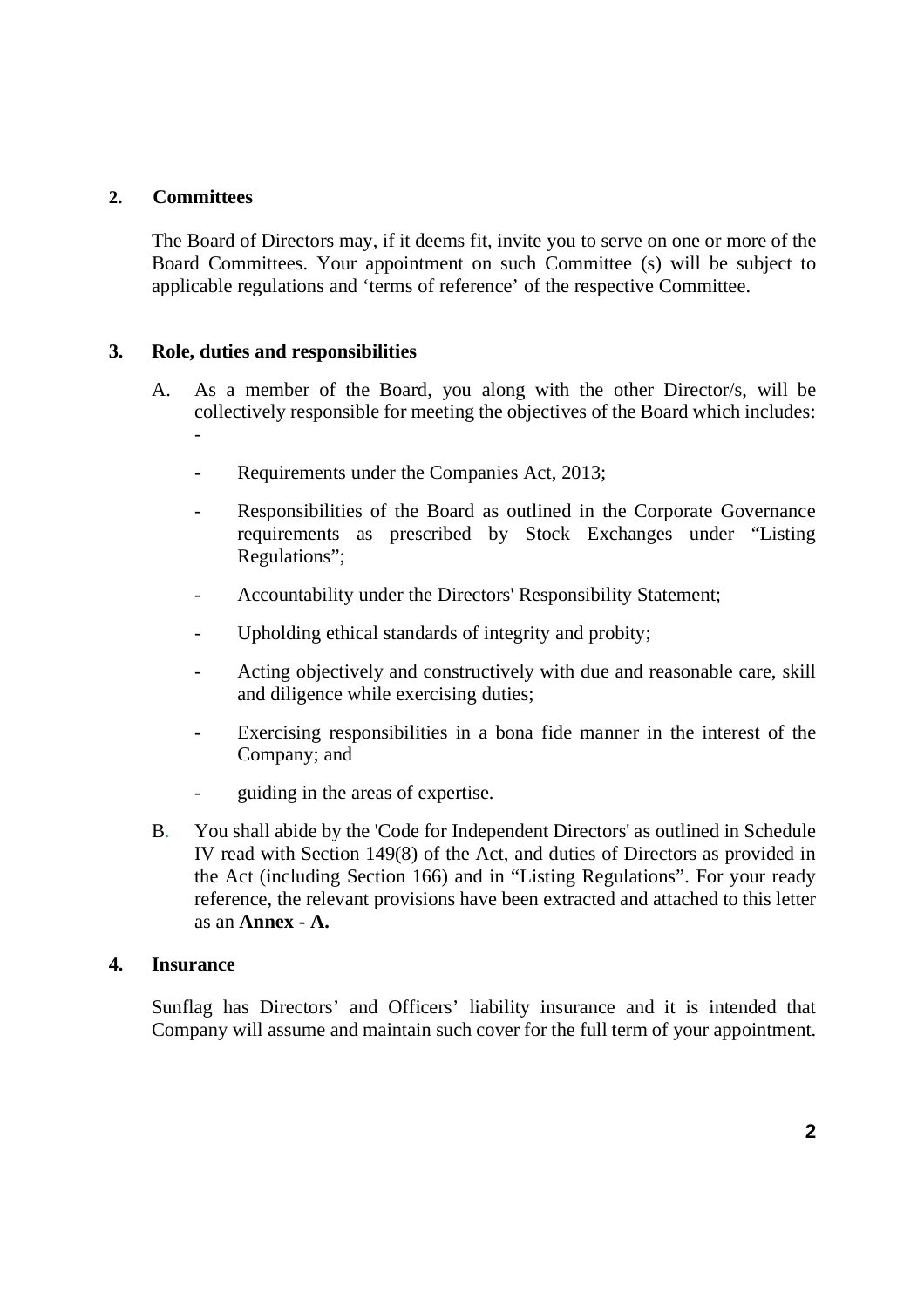## 2. Committees

The Board of Directors may, if it deems fit, invite you to serve on one or more of the Board Committees. Your appointment on such Committee (s) will be subject to applicable regulations and 'terms of reference' of the respective Committee.

## 3. Role, duties and responsibilities

A. As a member of the Board, you along with the other Director/s, will be collectively responsible for meeting the objectives of the Board which includes: -

- Requirements under the Companies Act, 2013;
- Responsibilities of the Board as outlined in the Corporate Governance requirements as prescribed by Stock Exchanges under "Listing Regulations";
- Accountability under the Directors' Responsibility Statement;
- Upholding ethical standards of integrity and probity;
- Acting objectively and constructively with due and reasonable care, skill and diligence while exercising duties;
- Exercising responsibilities in a bona fide manner in the interest of the Company; and
- guiding in the areas of expertise.

B. You shall abide by the 'Code for Independent Directors' as outlined in Schedule IV read with Section 149(8) of the Act, and duties of Directors as provided in the Act (including Section 166) and in "Listing Regulations". For your ready reference, the relevant provisions have been extracted and attached to this letter as an **Annex - A.**

## 4. Insurance

Sunflag has Directors' and Officers' liability insurance and it is intended that Company will assume and maintain such cover for the full term of your appointment.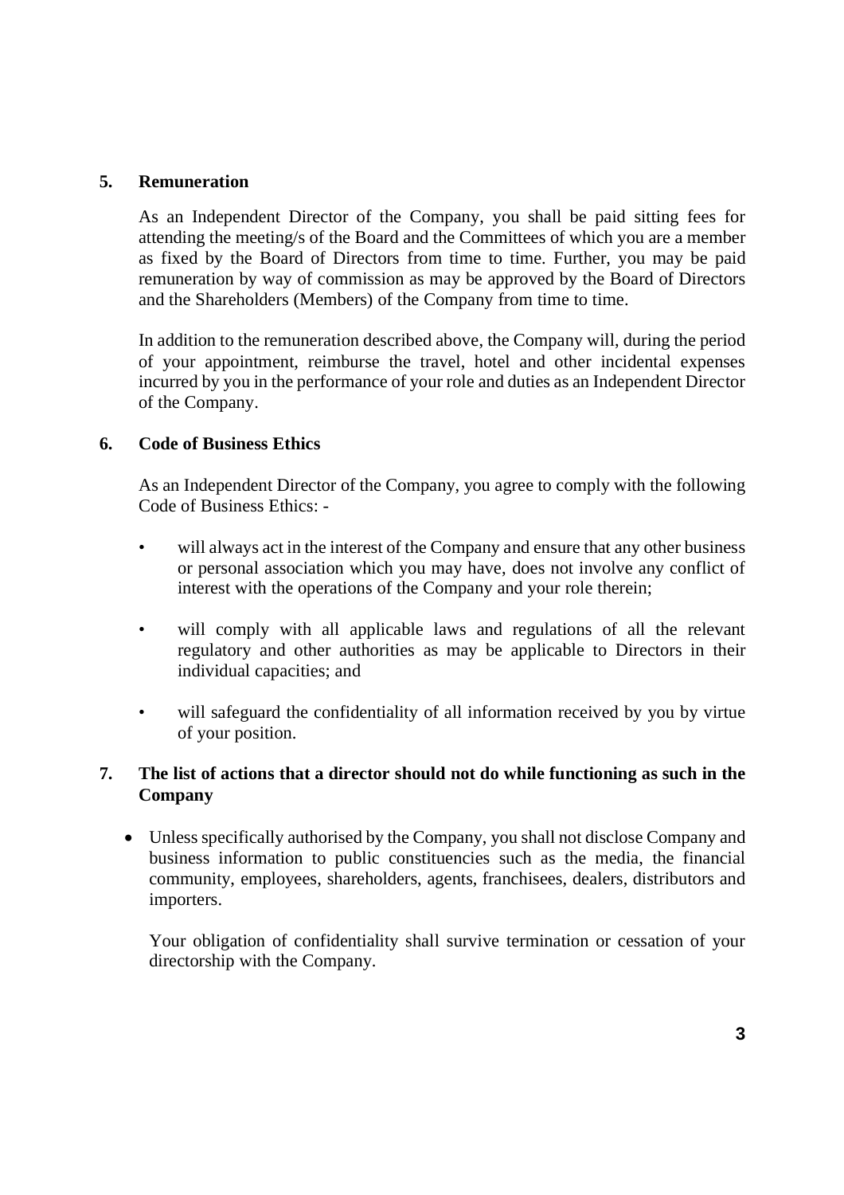## 5. Remuneration

As an Independent Director of the Company, you shall be paid sitting fees for attending the meeting/s of the Board and the Committees of which you are a member as fixed by the Board of Directors from time to time. Further, you may be paid remuneration by way of commission as may be approved by the Board of Directors and the Shareholders (Members) of the Company from time to time.

In addition to the remuneration described above, the Company will, during the period of your appointment, reimburse the travel, hotel and other incidental expenses incurred by you in the performance of your role and duties as an Independent Director of the Company.

## 6. Code of Business Ethics

As an Independent Director of the Company, you agree to comply with the following Code of Business Ethics: -

- will always act in the interest of the Company and ensure that any other business or personal association which you may have, does not involve any conflict of interest with the operations of the Company and your role therein;
- will comply with all applicable laws and regulations of all the relevant regulatory and other authorities as may be applicable to Directors in their individual capacities; and
- will safeguard the confidentiality of all information received by you by virtue of your position.

## 7. The list of actions that a director should not do while functioning as such in the Company

- Unless specifically authorised by the Company, you shall not disclose Company and business information to public constituencies such as the media, the financial community, employees, shareholders, agents, franchisees, dealers, distributors and importers.

  Your obligation of confidentiality shall survive termination or cessation of your directorship with the Company.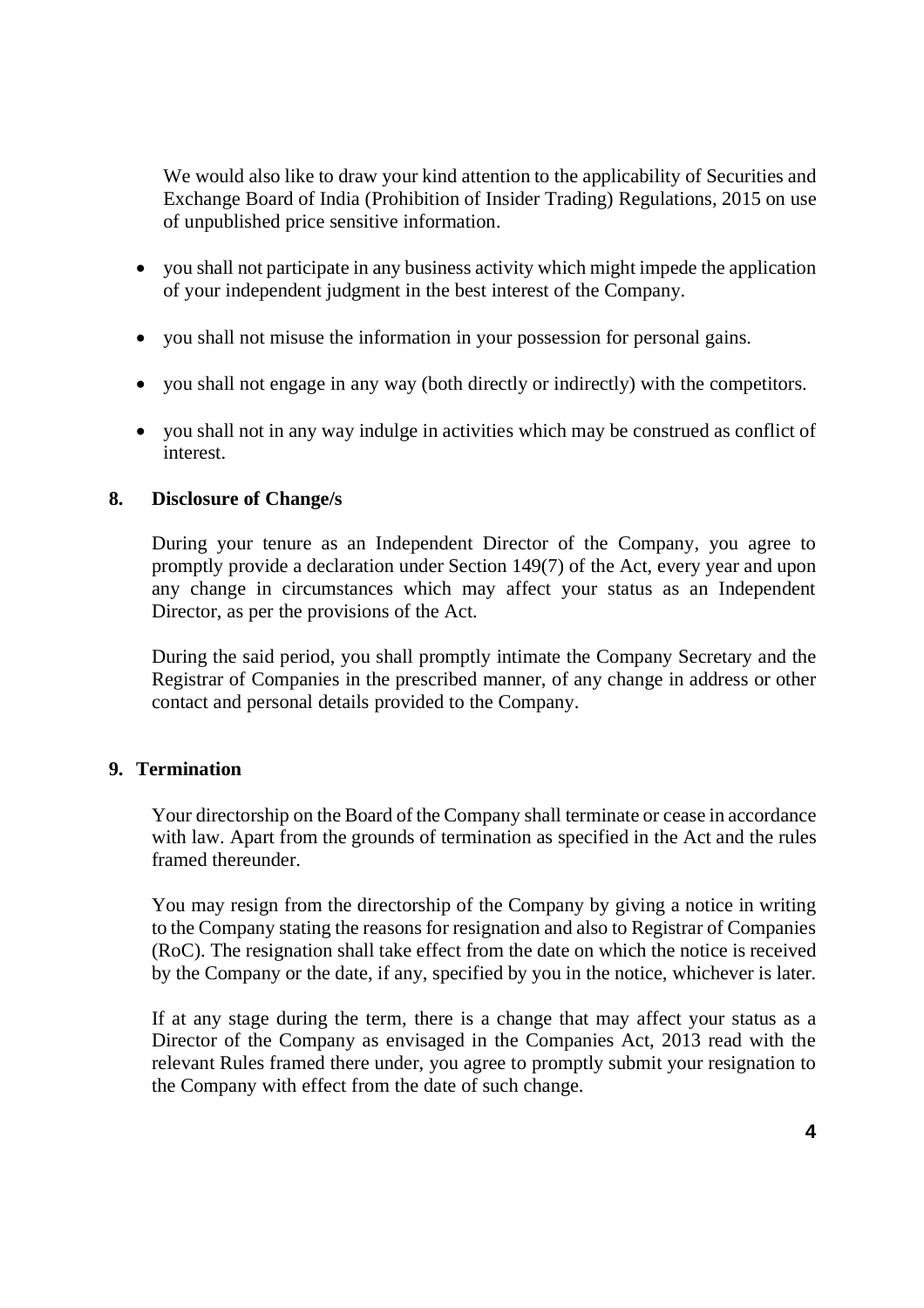We would also like to draw your kind attention to the applicability of Securities and Exchange Board of India (Prohibition of Insider Trading) Regulations, 2015 on use of unpublished price sensitive information.

- you shall not participate in any business activity which might impede the application of your independent judgment in the best interest of the Company.
- you shall not misuse the information in your possession for personal gains.
- you shall not engage in any way (both directly or indirectly) with the competitors.
- you shall not in any way indulge in activities which may be construed as conflict of interest.

## 8. Disclosure of Change/s

During your tenure as an Independent Director of the Company, you agree to promptly provide a declaration under Section 149(7) of the Act, every year and upon any change in circumstances which may affect your status as an Independent Director, as per the provisions of the Act.

During the said period, you shall promptly intimate the Company Secretary and the Registrar of Companies in the prescribed manner, of any change in address or other contact and personal details provided to the Company.

## 9. Termination

Your directorship on the Board of the Company shall terminate or cease in accordance with law. Apart from the grounds of termination as specified in the Act and the rules framed thereunder.

You may resign from the directorship of the Company by giving a notice in writing to the Company stating the reasons for resignation and also to Registrar of Companies (RoC). The resignation shall take effect from the date on which the notice is received by the Company or the date, if any, specified by you in the notice, whichever is later.

If at any stage during the term, there is a change that may affect your status as a Director of the Company as envisaged in the Companies Act, 2013 read with the relevant Rules framed there under, you agree to promptly submit your resignation to the Company with effect from the date of such change.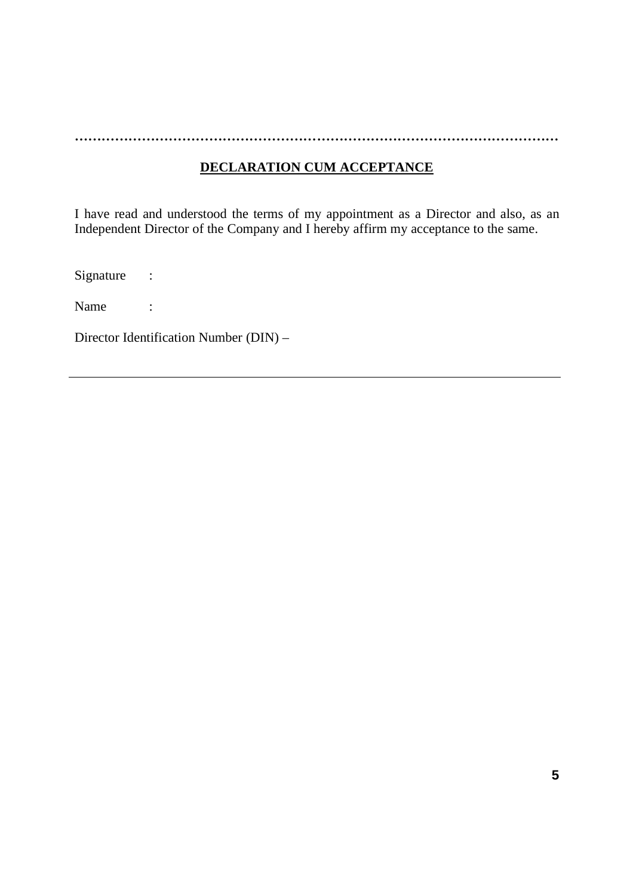..........................................................................................................

**DECLARATION CUM ACCEPTANCE**

I have read and understood the terms of my appointment as a Director and also, as an Independent Director of the Company and I hereby affirm my acceptance to the same.

Signature :

Name :

Director Identification Number (DIN) –

---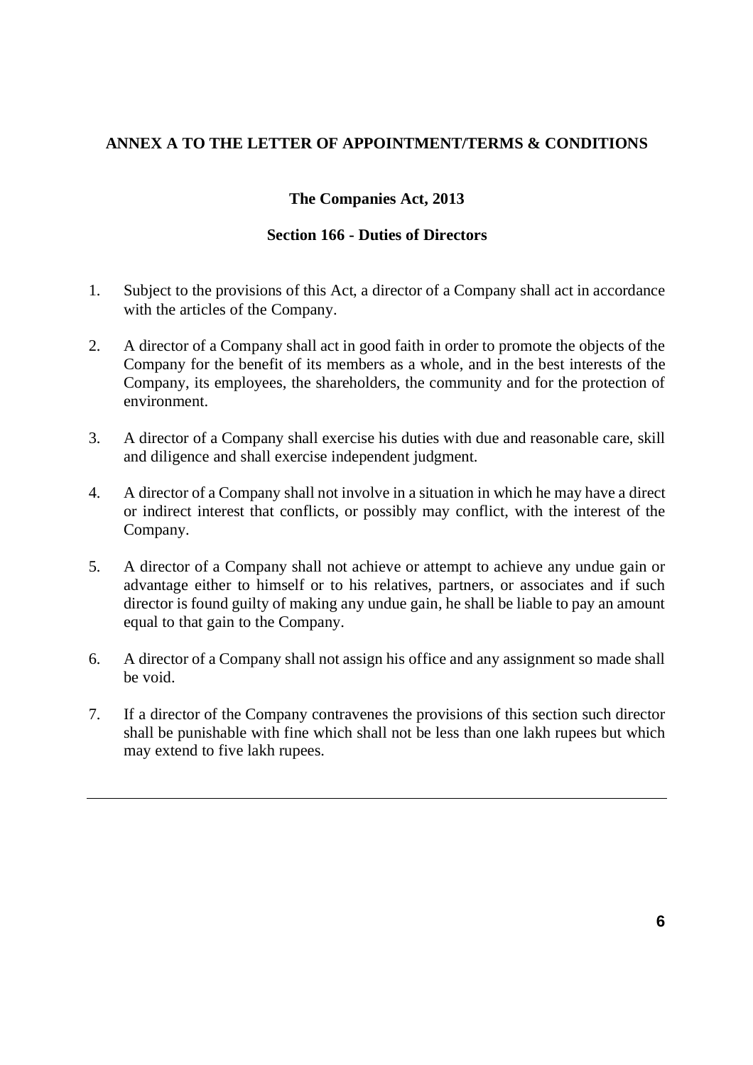**ANNEX A TO THE LETTER OF APPOINTMENT/TERMS & CONDITIONS**

**The Companies Act, 2013**

**Section 166 - Duties of Directors**

1. Subject to the provisions of this Act, a director of a Company shall act in accordance with the articles of the Company.

2. A director of a Company shall act in good faith in order to promote the objects of the Company for the benefit of its members as a whole, and in the best interests of the Company, its employees, the shareholders, the community and for the protection of environment.

3. A director of a Company shall exercise his duties with due and reasonable care, skill and diligence and shall exercise independent judgment.

4. A director of a Company shall not involve in a situation in which he may have a direct or indirect interest that conflicts, or possibly may conflict, with the interest of the Company.

5. A director of a Company shall not achieve or attempt to achieve any undue gain or advantage either to himself or to his relatives, partners, or associates and if such director is found guilty of making any undue gain, he shall be liable to pay an amount equal to that gain to the Company.

6. A director of a Company shall not assign his office and any assignment so made shall be void.

7. If a director of the Company contravenes the provisions of this section such director shall be punishable with fine which shall not be less than one lakh rupees but which may extend to five lakh rupees.

---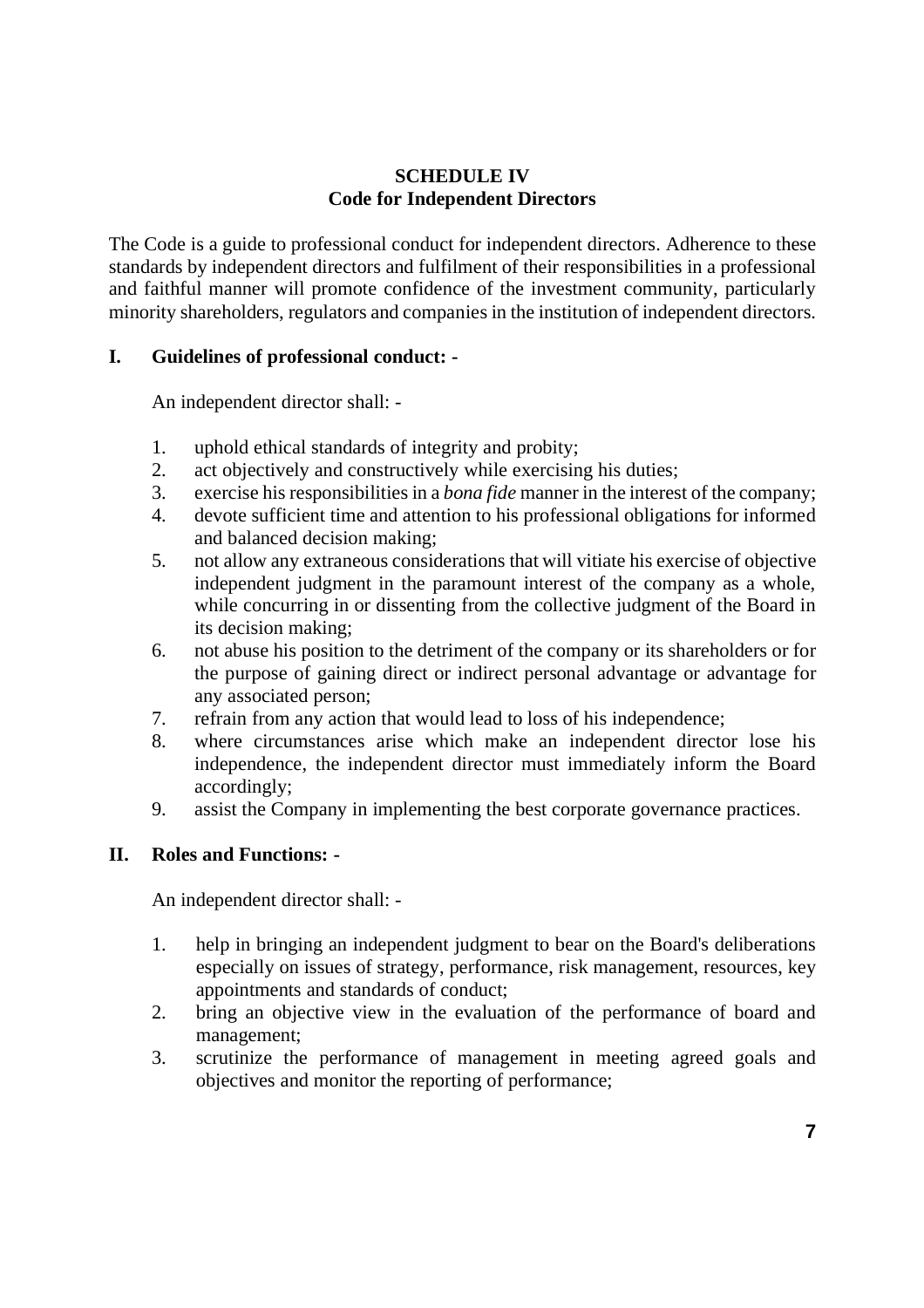**SCHEDULE IV**
**Code for Independent Directors**

The Code is a guide to professional conduct for independent directors. Adherence to these standards by independent directors and fulfilment of their responsibilities in a professional and faithful manner will promote confidence of the investment community, particularly minority shareholders, regulators and companies in the institution of independent directors.

## I. Guidelines of professional conduct: -

An independent director shall: -

1. uphold ethical standards of integrity and probity;
2. act objectively and constructively while exercising his duties;
3. exercise his responsibilities in a *bona fide* manner in the interest of the company;
4. devote sufficient time and attention to his professional obligations for informed and balanced decision making;
5. not allow any extraneous considerations that will vitiate his exercise of objective independent judgment in the paramount interest of the company as a whole, while concurring in or dissenting from the collective judgment of the Board in its decision making;
6. not abuse his position to the detriment of the company or its shareholders or for the purpose of gaining direct or indirect personal advantage or advantage for any associated person;
7. refrain from any action that would lead to loss of his independence;
8. where circumstances arise which make an independent director lose his independence, the independent director must immediately inform the Board accordingly;
9. assist the Company in implementing the best corporate governance practices.

## II. Roles and Functions: -

An independent director shall: -

1. help in bringing an independent judgment to bear on the Board's deliberations especially on issues of strategy, performance, risk management, resources, key appointments and standards of conduct;
2. bring an objective view in the evaluation of the performance of board and management;
3. scrutinize the performance of management in meeting agreed goals and objectives and monitor the reporting of performance;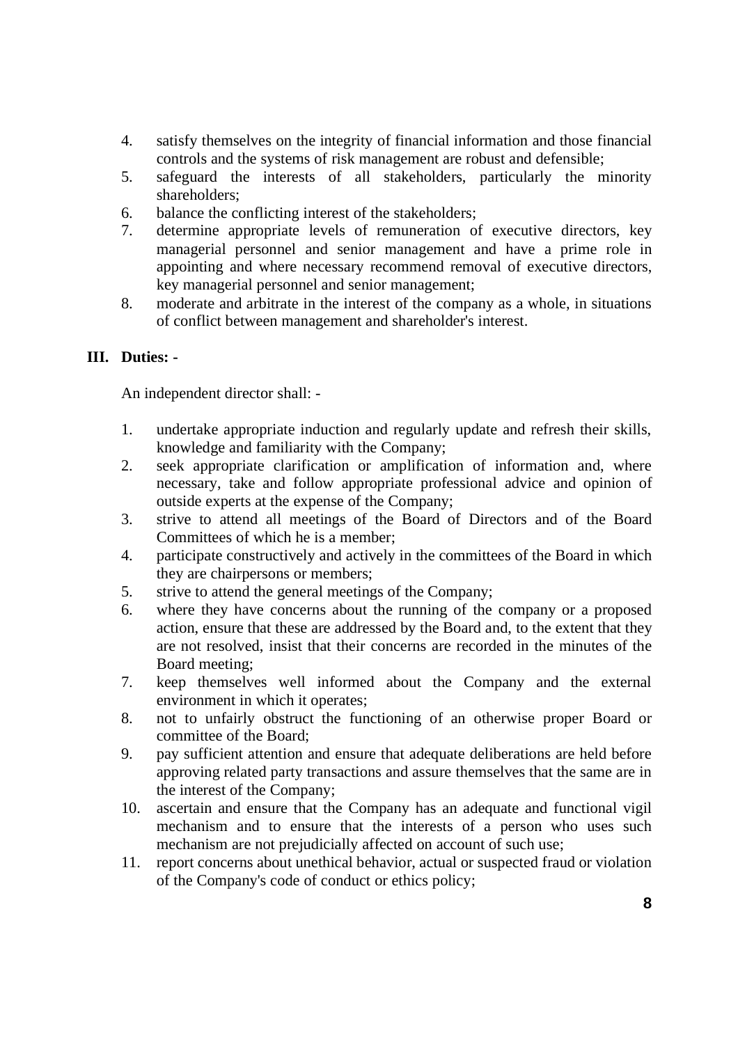4. satisfy themselves on the integrity of financial information and those financial controls and the systems of risk management are robust and defensible;
5. safeguard the interests of all stakeholders, particularly the minority shareholders;
6. balance the conflicting interest of the stakeholders;
7. determine appropriate levels of remuneration of executive directors, key managerial personnel and senior management and have a prime role in appointing and where necessary recommend removal of executive directors, key managerial personnel and senior management;
8. moderate and arbitrate in the interest of the company as a whole, in situations of conflict between management and shareholder's interest.

**III. Duties: -**

An independent director shall: -

1. undertake appropriate induction and regularly update and refresh their skills, knowledge and familiarity with the Company;
2. seek appropriate clarification or amplification of information and, where necessary, take and follow appropriate professional advice and opinion of outside experts at the expense of the Company;
3. strive to attend all meetings of the Board of Directors and of the Board Committees of which he is a member;
4. participate constructively and actively in the committees of the Board in which they are chairpersons or members;
5. strive to attend the general meetings of the Company;
6. where they have concerns about the running of the company or a proposed action, ensure that these are addressed by the Board and, to the extent that they are not resolved, insist that their concerns are recorded in the minutes of the Board meeting;
7. keep themselves well informed about the Company and the external environment in which it operates;
8. not to unfairly obstruct the functioning of an otherwise proper Board or committee of the Board;
9. pay sufficient attention and ensure that adequate deliberations are held before approving related party transactions and assure themselves that the same are in the interest of the Company;
10. ascertain and ensure that the Company has an adequate and functional vigil mechanism and to ensure that the interests of a person who uses such mechanism are not prejudicially affected on account of such use;
11. report concerns about unethical behavior, actual or suspected fraud or violation of the Company's code of conduct or ethics policy;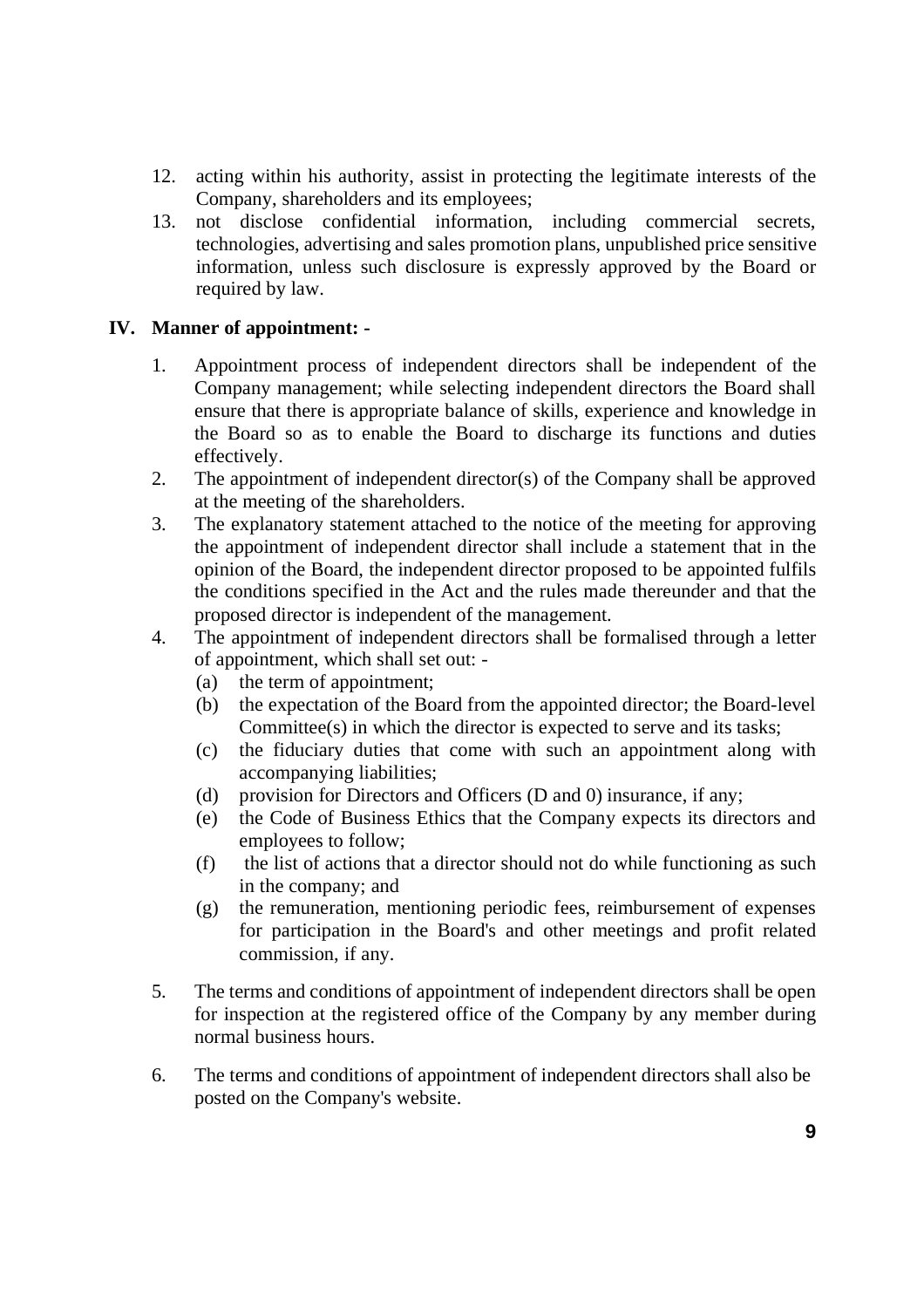12. acting within his authority, assist in protecting the legitimate interests of the Company, shareholders and its employees;
13. not disclose confidential information, including commercial secrets, technologies, advertising and sales promotion plans, unpublished price sensitive information, unless such disclosure is expressly approved by the Board or required by law.

## IV. Manner of appointment: -

1. Appointment process of independent directors shall be independent of the Company management; while selecting independent directors the Board shall ensure that there is appropriate balance of skills, experience and knowledge in the Board so as to enable the Board to discharge its functions and duties effectively.
2. The appointment of independent director(s) of the Company shall be approved at the meeting of the shareholders.
3. The explanatory statement attached to the notice of the meeting for approving the appointment of independent director shall include a statement that in the opinion of the Board, the independent director proposed to be appointed fulfils the conditions specified in the Act and the rules made thereunder and that the proposed director is independent of the management.
4. The appointment of independent directors shall be formalised through a letter of appointment, which shall set out: -
   - (a) the term of appointment;
   - (b) the expectation of the Board from the appointed director; the Board-level Committee(s) in which the director is expected to serve and its tasks;
   - (c) the fiduciary duties that come with such an appointment along with accompanying liabilities;
   - (d) provision for Directors and Officers (D and 0) insurance, if any;
   - (e) the Code of Business Ethics that the Company expects its directors and employees to follow;
   - (f) the list of actions that a director should not do while functioning as such in the company; and
   - (g) the remuneration, mentioning periodic fees, reimbursement of expenses for participation in the Board's and other meetings and profit related commission, if any.
5. The terms and conditions of appointment of independent directors shall be open for inspection at the registered office of the Company by any member during normal business hours.
6. The terms and conditions of appointment of independent directors shall also be posted on the Company's website.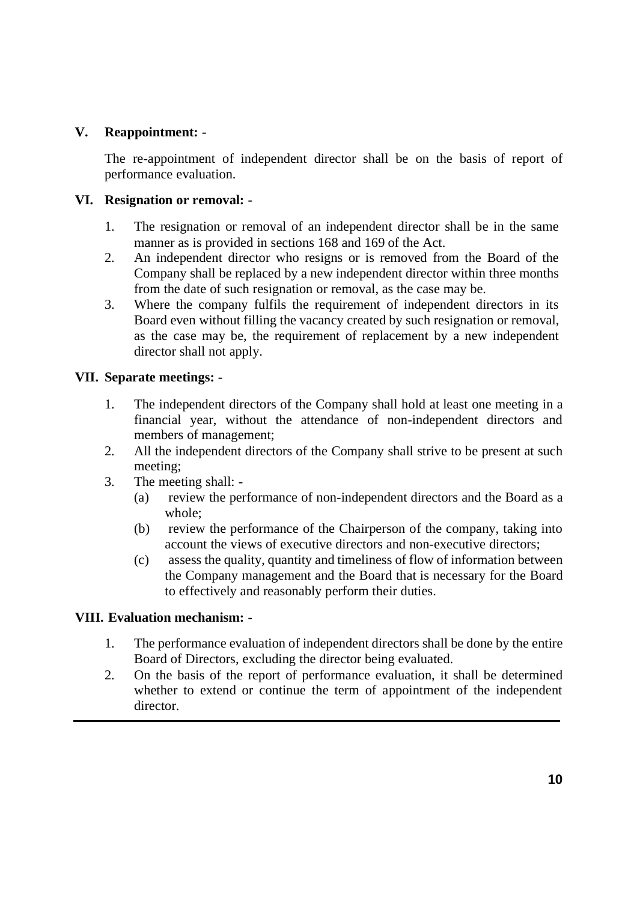## V. Reappointment: -

The re-appointment of independent director shall be on the basis of report of performance evaluation.

## VI. Resignation or removal: -

1. The resignation or removal of an independent director shall be in the same manner as is provided in sections 168 and 169 of the Act.
2. An independent director who resigns or is removed from the Board of the Company shall be replaced by a new independent director within three months from the date of such resignation or removal, as the case may be.
3. Where the company fulfils the requirement of independent directors in its Board even without filling the vacancy created by such resignation or removal, as the case may be, the requirement of replacement by a new independent director shall not apply.

## VII. Separate meetings: -

1. The independent directors of the Company shall hold at least one meeting in a financial year, without the attendance of non-independent directors and members of management;
2. All the independent directors of the Company shall strive to be present at such meeting;
3. The meeting shall: -
   (a) review the performance of non-independent directors and the Board as a whole;
   (b) review the performance of the Chairperson of the company, taking into account the views of executive directors and non-executive directors;
   (c) assess the quality, quantity and timeliness of flow of information between the Company management and the Board that is necessary for the Board to effectively and reasonably perform their duties.

## VIII. Evaluation mechanism: -

1. The performance evaluation of independent directors shall be done by the entire Board of Directors, excluding the director being evaluated.
2. On the basis of the report of performance evaluation, it shall be determined whether to extend or continue the term of appointment of the independent director.